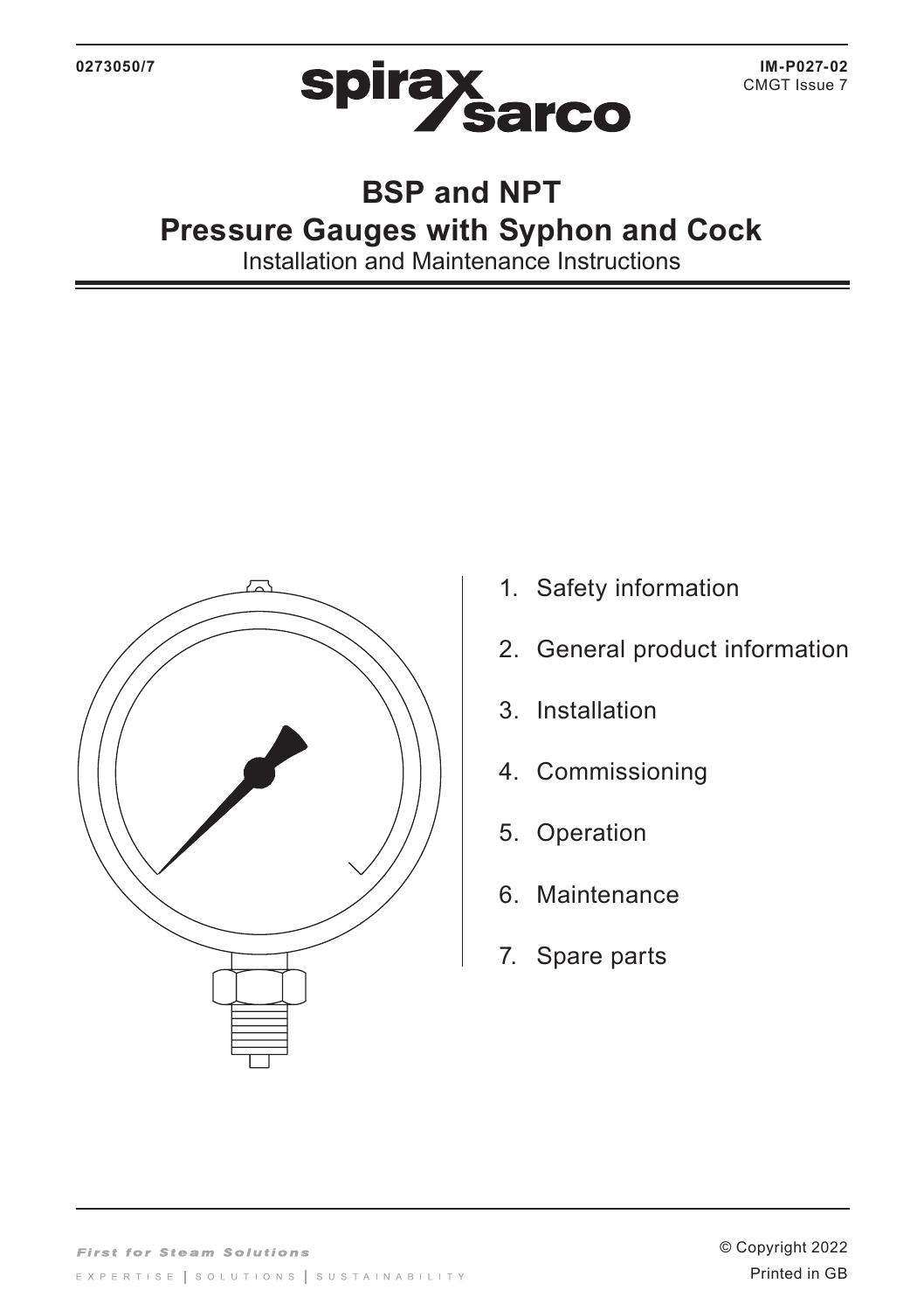0273050/7

IM-P027-02
CMGT Issue 7

# BSP and NPT
# Pressure Gauges with Syphon and Cock

Installation and Maintenance Instructions

1. Safety information
2. General product information
3. Installation
4. Commissioning
5. Operation
6. Maintenance
7. Spare parts

*First for Steam Solutions*

EXPERTISE | SOLUTIONS | SUSTAINABILITY

© Copyright 2022

Printed in GB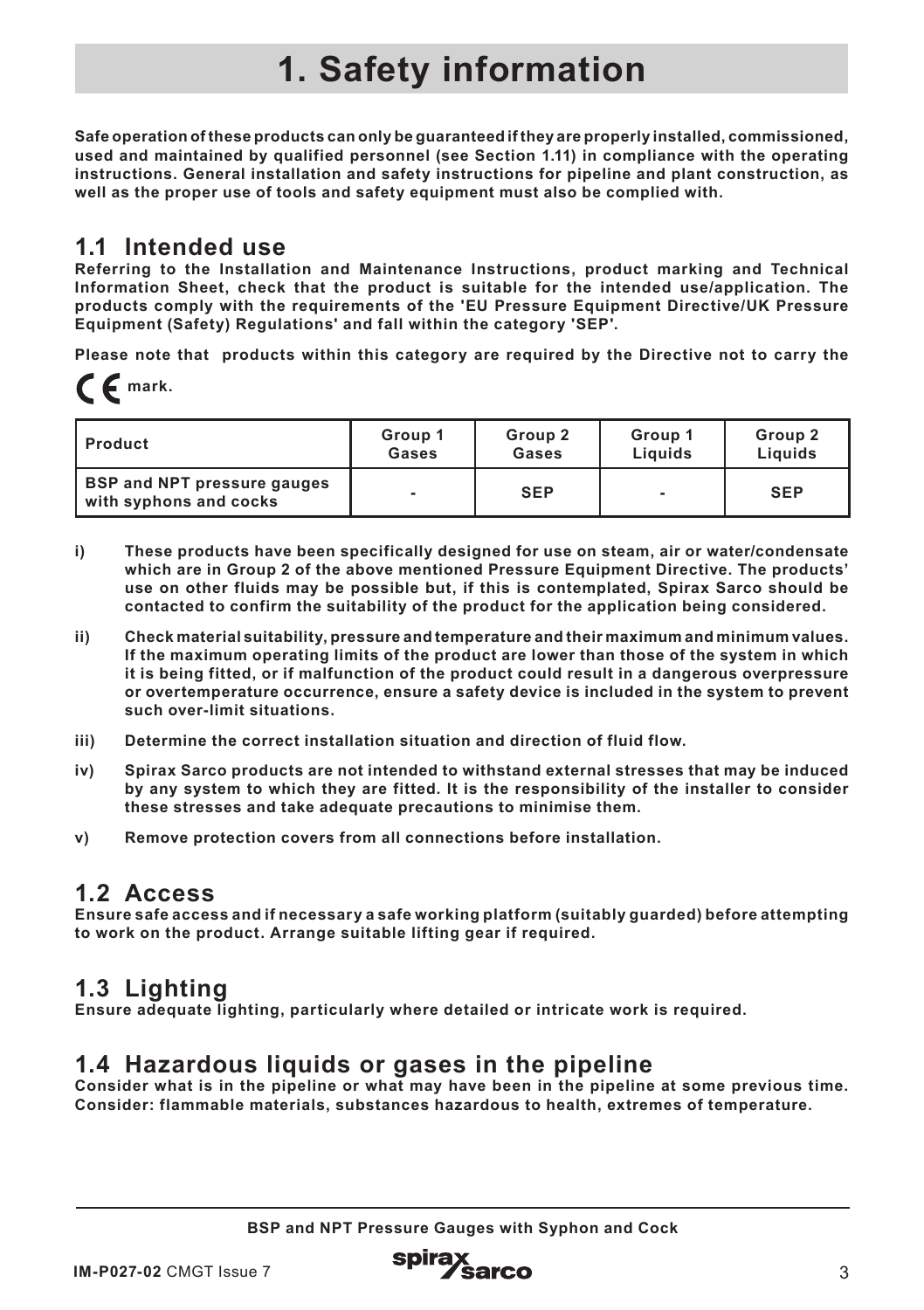# 1. Safety information

**Safe operation of these products can only be guaranteed if they are properly installed, commissioned, used and maintained by qualified personnel (see Section 1.11) in compliance with the operating instructions. General installation and safety instructions for pipeline and plant construction, as well as the proper use of tools and safety equipment must also be complied with.**

## 1.1 Intended use

**Referring to the Installation and Maintenance Instructions, product marking and Technical Information Sheet, check that the product is suitable for the intended use/application. The products comply with the requirements of the 'EU Pressure Equipment Directive/UK Pressure Equipment (Safety) Regulations' and fall within the category 'SEP'.**

**Please note that products within this category are required by the Directive not to carry the CE mark.**

| Product | Group 1 Gases | Group 2 Gases | Group 1 Liquids | Group 2 Liquids |
|---|---|---|---|---|
| BSP and NPT pressure gauges with syphons and cocks | - | SEP | - | SEP |

**i)** **These products have been specifically designed for use on steam, air or water/condensate which are in Group 2 of the above mentioned Pressure Equipment Directive. The products' use on other fluids may be possible but, if this is contemplated, Spirax Sarco should be contacted to confirm the suitability of the product for the application being considered.**

**ii)** **Check material suitability, pressure and temperature and their maximum and minimum values. If the maximum operating limits of the product are lower than those of the system in which it is being fitted, or if malfunction of the product could result in a dangerous overpressure or overtemperature occurrence, ensure a safety device is included in the system to prevent such over-limit situations.**

**iii)** **Determine the correct installation situation and direction of fluid flow.**

**iv)** **Spirax Sarco products are not intended to withstand external stresses that may be induced by any system to which they are fitted. It is the responsibility of the installer to consider these stresses and take adequate precautions to minimise them.**

**v)** **Remove protection covers from all connections before installation.**

## 1.2 Access

**Ensure safe access and if necessary a safe working platform (suitably guarded) before attempting to work on the product. Arrange suitable lifting gear if required.**

## 1.3 Lighting

**Ensure adequate lighting, particularly where detailed or intricate work is required.**

## 1.4 Hazardous liquids or gases in the pipeline

**Consider what is in the pipeline or what may have been in the pipeline at some previous time. Consider: flammable materials, substances hazardous to health, extremes of temperature.**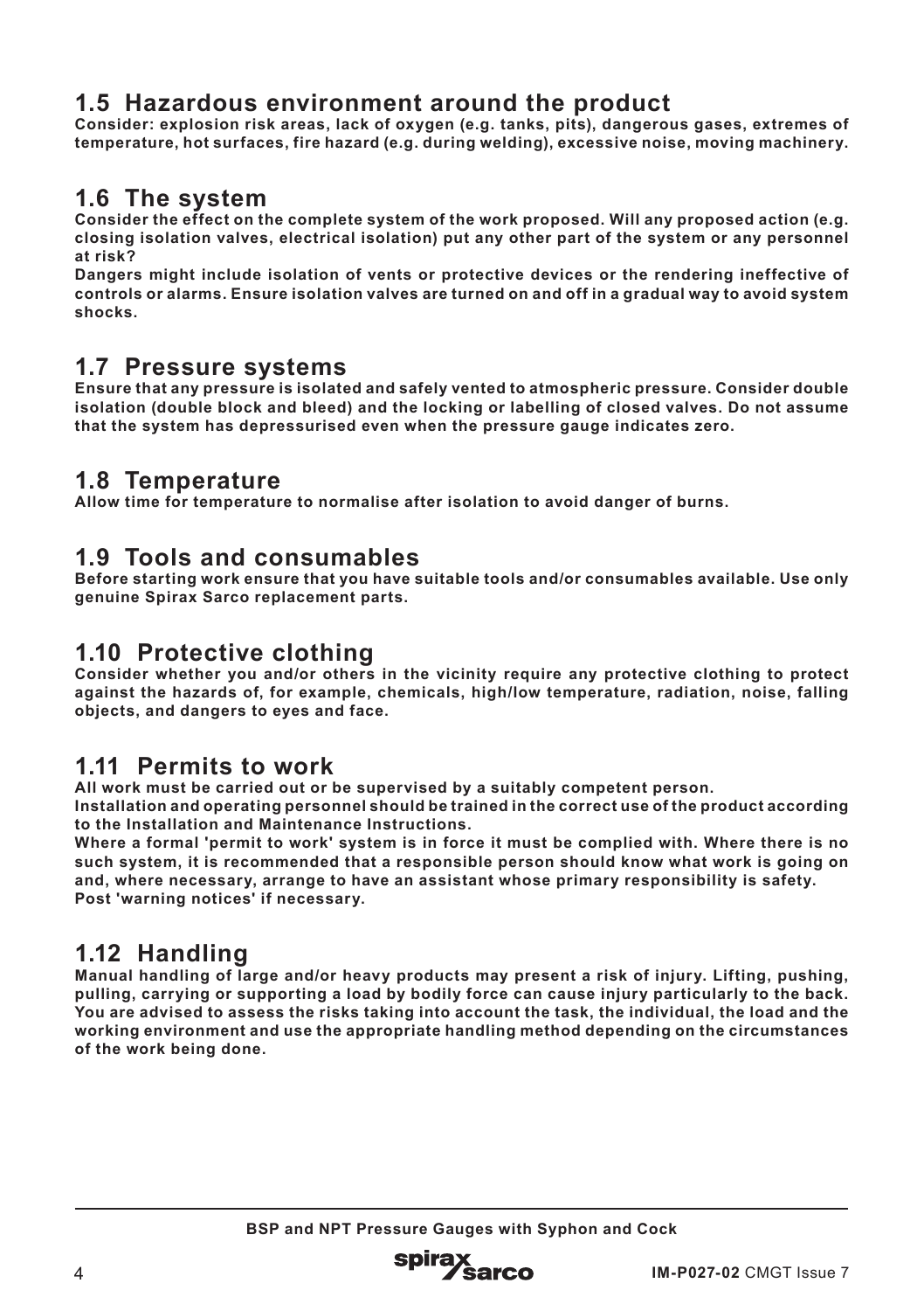## 1.5 Hazardous environment around the product

**Consider: explosion risk areas, lack of oxygen (e.g. tanks, pits), dangerous gases, extremes of temperature, hot surfaces, fire hazard (e.g. during welding), excessive noise, moving machinery.**

## 1.6 The system

**Consider the effect on the complete system of the work proposed. Will any proposed action (e.g. closing isolation valves, electrical isolation) put any other part of the system or any personnel at risk?**

**Dangers might include isolation of vents or protective devices or the rendering ineffective of controls or alarms. Ensure isolation valves are turned on and off in a gradual way to avoid system shocks.**

## 1.7 Pressure systems

**Ensure that any pressure is isolated and safely vented to atmospheric pressure. Consider double isolation (double block and bleed) and the locking or labelling of closed valves. Do not assume that the system has depressurised even when the pressure gauge indicates zero.**

## 1.8 Temperature

**Allow time for temperature to normalise after isolation to avoid danger of burns.**

## 1.9 Tools and consumables

**Before starting work ensure that you have suitable tools and/or consumables available. Use only genuine Spirax Sarco replacement parts.**

## 1.10 Protective clothing

**Consider whether you and/or others in the vicinity require any protective clothing to protect against the hazards of, for example, chemicals, high/low temperature, radiation, noise, falling objects, and dangers to eyes and face.**

## 1.11 Permits to work

**All work must be carried out or be supervised by a suitably competent person.**

**Installation and operating personnel should be trained in the correct use of the product according to the Installation and Maintenance Instructions.**

**Where a formal 'permit to work' system is in force it must be complied with. Where there is no such system, it is recommended that a responsible person should know what work is going on and, where necessary, arrange to have an assistant whose primary responsibility is safety.**

**Post 'warning notices' if necessary.**

## 1.12 Handling

**Manual handling of large and/or heavy products may present a risk of injury. Lifting, pushing, pulling, carrying or supporting a load by bodily force can cause injury particularly to the back. You are advised to assess the risks taking into account the task, the individual, the load and the working environment and use the appropriate handling method depending on the circumstances of the work being done.**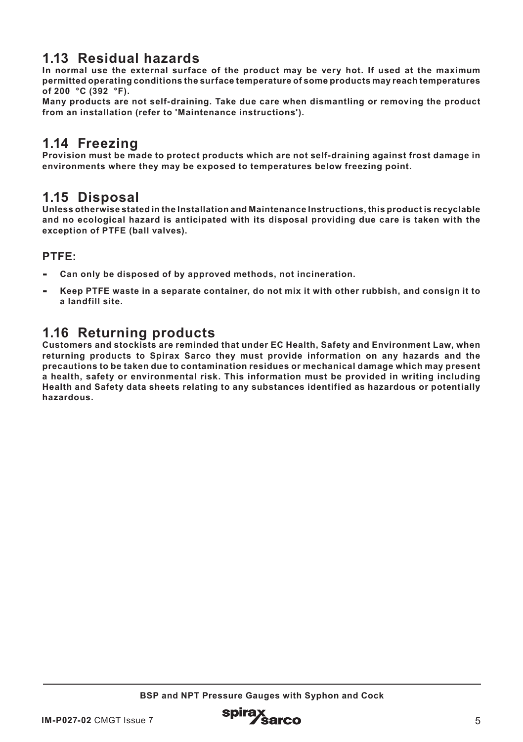## 1.13 Residual hazards

**In normal use the external surface of the product may be very hot. If used at the maximum permitted operating conditions the surface temperature of some products may reach temperatures of 200 °C (392 °F).**

**Many products are not self-draining. Take due care when dismantling or removing the product from an installation (refer to 'Maintenance instructions').**

## 1.14 Freezing

**Provision must be made to protect products which are not self-draining against frost damage in environments where they may be exposed to temperatures below freezing point.**

## 1.15 Disposal

**Unless otherwise stated in the Installation and Maintenance Instructions, this product is recyclable and no ecological hazard is anticipated with its disposal providing due care is taken with the exception of PTFE (ball valves).**

### PTFE:

- **Can only be disposed of by approved methods, not incineration.**
- **Keep PTFE waste in a separate container, do not mix it with other rubbish, and consign it to a landfill site.**

## 1.16 Returning products

**Customers and stockists are reminded that under EC Health, Safety and Environment Law, when returning products to Spirax Sarco they must provide information on any hazards and the precautions to be taken due to contamination residues or mechanical damage which may present a health, safety or environmental risk. This information must be provided in writing including Health and Safety data sheets relating to any substances identified as hazardous or potentially hazardous.**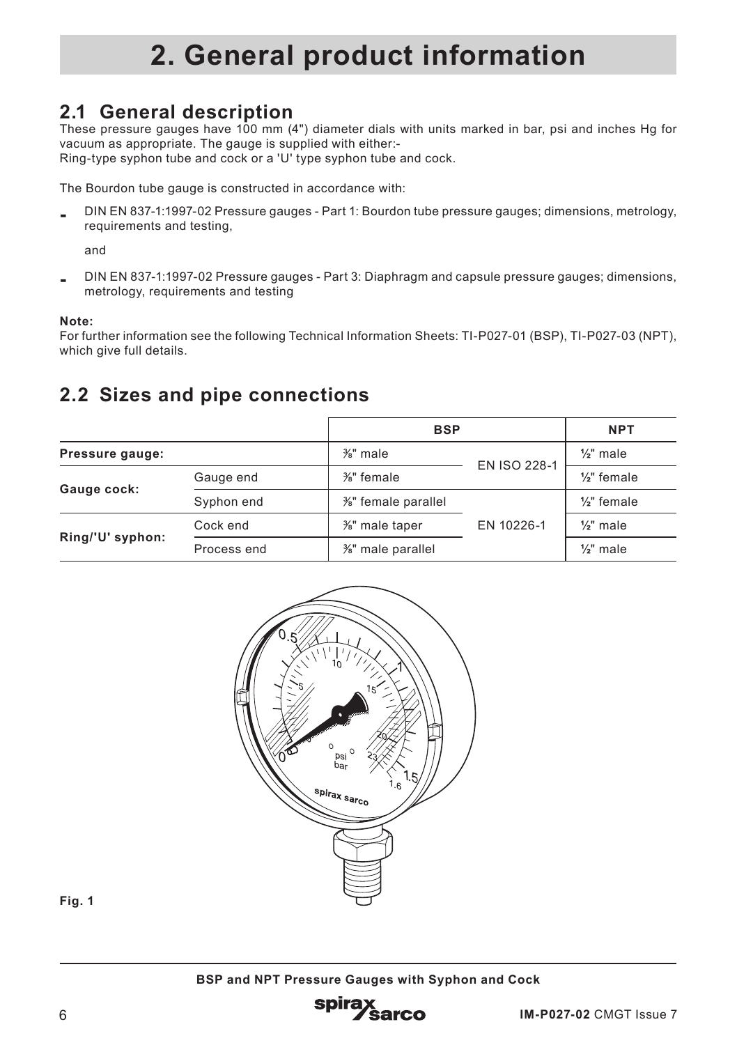# 2. General product information

## 2.1 General description

These pressure gauges have 100 mm (4") diameter dials with units marked in bar, psi and inches Hg for vacuum as appropriate. The gauge is supplied with either:-
Ring-type syphon tube and cock or a 'U' type syphon tube and cock.

The Bourdon tube gauge is constructed in accordance with:

- DIN EN 837-1:1997-02 Pressure gauges - Part 1: Bourdon tube pressure gauges; dimensions, metrology, requirements and testing,

  and

- DIN EN 837-1:1997-02 Pressure gauges - Part 3: Diaphragm and capsule pressure gauges; dimensions, metrology, requirements and testing

**Note:**
For further information see the following Technical Information Sheets: TI-P027-01 (BSP), TI-P027-03 (NPT), which give full details.

## 2.2 Sizes and pipe connections

| | | BSP | | NPT |
|---|---|---|---|---|
| **Pressure gauge:** | | ⅜" male | EN ISO 228-1 | ½" male |
| **Gauge cock:** | Gauge end | ⅜" female | | ½" female |
| | Syphon end | ⅜" female parallel | EN 10226-1 | ½" female |
| **Ring/'U' syphon:** | Cock end | ⅜" male taper | | ½" male |
| | Process end | ⅜" male parallel | | ½" male |

**Fig. 1**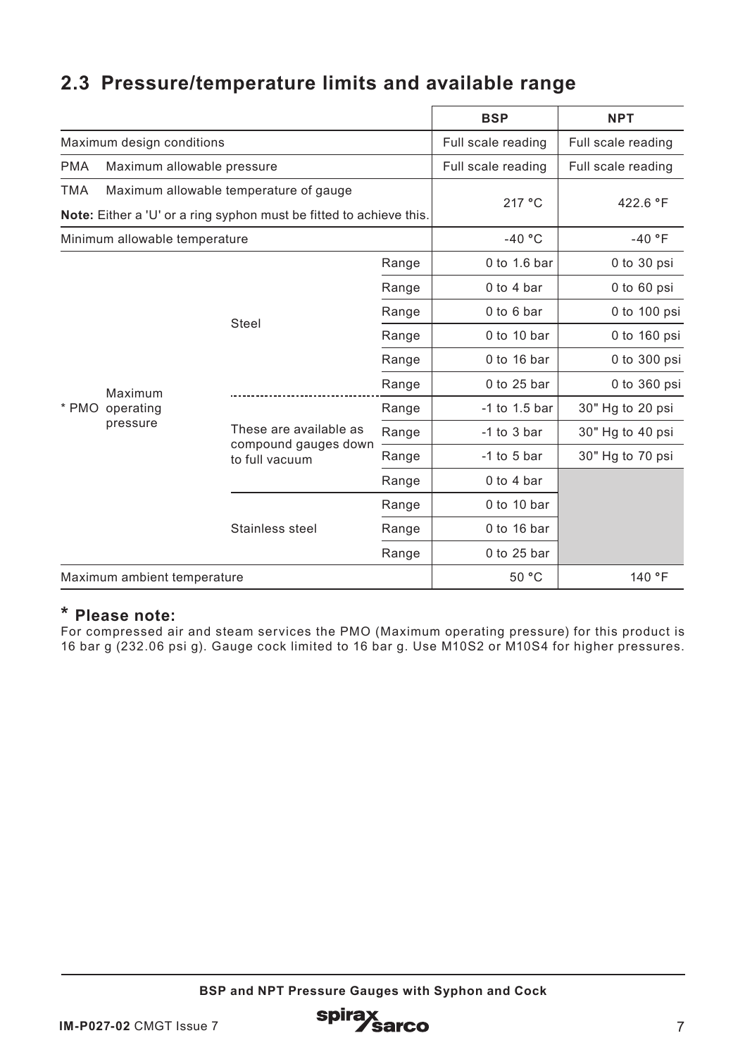## 2.3 Pressure/temperature limits and available range

| | | | BSP | NPT |
|---|---|---|---|---|
| Maximum design conditions | | | Full scale reading | Full scale reading |
| PMA Maximum allowable pressure | | | Full scale reading | Full scale reading |
| TMA Maximum allowable temperature of gauge<br>**Note:** Either a 'U' or a ring syphon must be fitted to achieve this. | | | 217 °C | 422.6 °F |
| Minimum allowable temperature | | | -40 °C | -40 °F |
| * PMO Maximum operating pressure | Steel | Range | 0 to 1.6 bar | 0 to 30 psi |
| | | Range | 0 to 4 bar | 0 to 60 psi |
| | | Range | 0 to 6 bar | 0 to 100 psi |
| | | Range | 0 to 10 bar | 0 to 160 psi |
| | | Range | 0 to 16 bar | 0 to 300 psi |
| | | Range | 0 to 25 bar | 0 to 360 psi |
| | These are available as compound gauges down to full vacuum | Range | -1 to 1.5 bar | 30" Hg to 20 psi |
| | | Range | -1 to 3 bar | 30" Hg to 40 psi |
| | | Range | -1 to 5 bar | 30" Hg to 70 psi |
| | Stainless steel | Range | 0 to 4 bar | |
| | | Range | 0 to 10 bar | |
| | | Range | 0 to 16 bar | |
| | | Range | 0 to 25 bar | |
| Maximum ambient temperature | | | 50 °C | 140 °F |

### * Please note:

For compressed air and steam services the PMO (Maximum operating pressure) for this product is 16 bar g (232.06 psi g). Gauge cock limited to 16 bar g. Use M10S2 or M10S4 for higher pressures.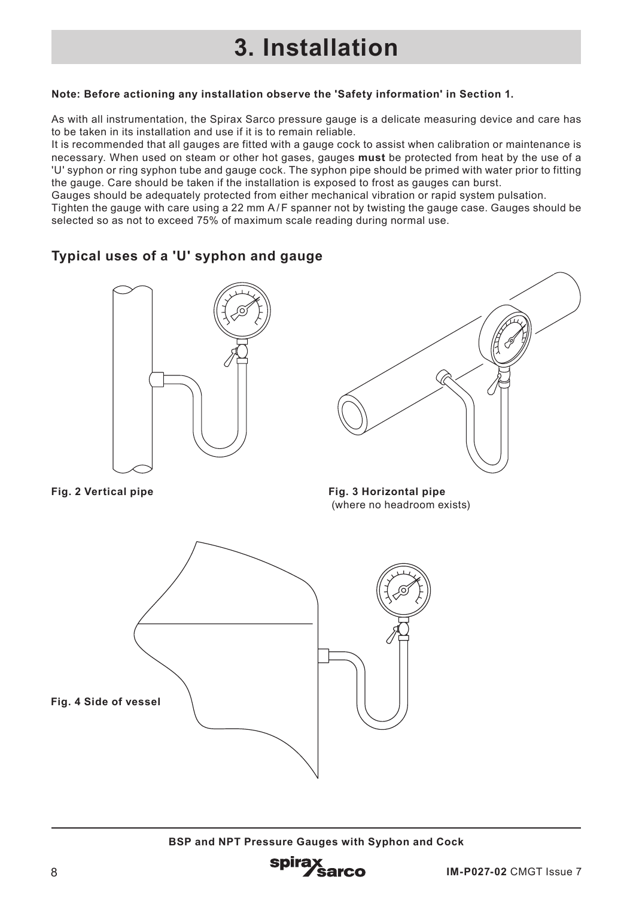# 3. Installation

**Note: Before actioning any installation observe the 'Safety information' in Section 1.**

As with all instrumentation, the Spirax Sarco pressure gauge is a delicate measuring device and care has to be taken in its installation and use if it is to remain reliable.

It is recommended that all gauges are fitted with a gauge cock to assist when calibration or maintenance is necessary. When used on steam or other hot gases, gauges **must** be protected from heat by the use of a 'U' syphon or ring syphon tube and gauge cock. The syphon pipe should be primed with water prior to fitting the gauge. Care should be taken if the installation is exposed to frost as gauges can burst.

Gauges should be adequately protected from either mechanical vibration or rapid system pulsation.

Tighten the gauge with care using a 22 mm A/F spanner not by twisting the gauge case. Gauges should be selected so as not to exceed 75% of maximum scale reading during normal use.

## Typical uses of a 'U' syphon and gauge

**Fig. 2 Vertical pipe**

**Fig. 3 Horizontal pipe**
(where no headroom exists)

**Fig. 4 Side of vessel**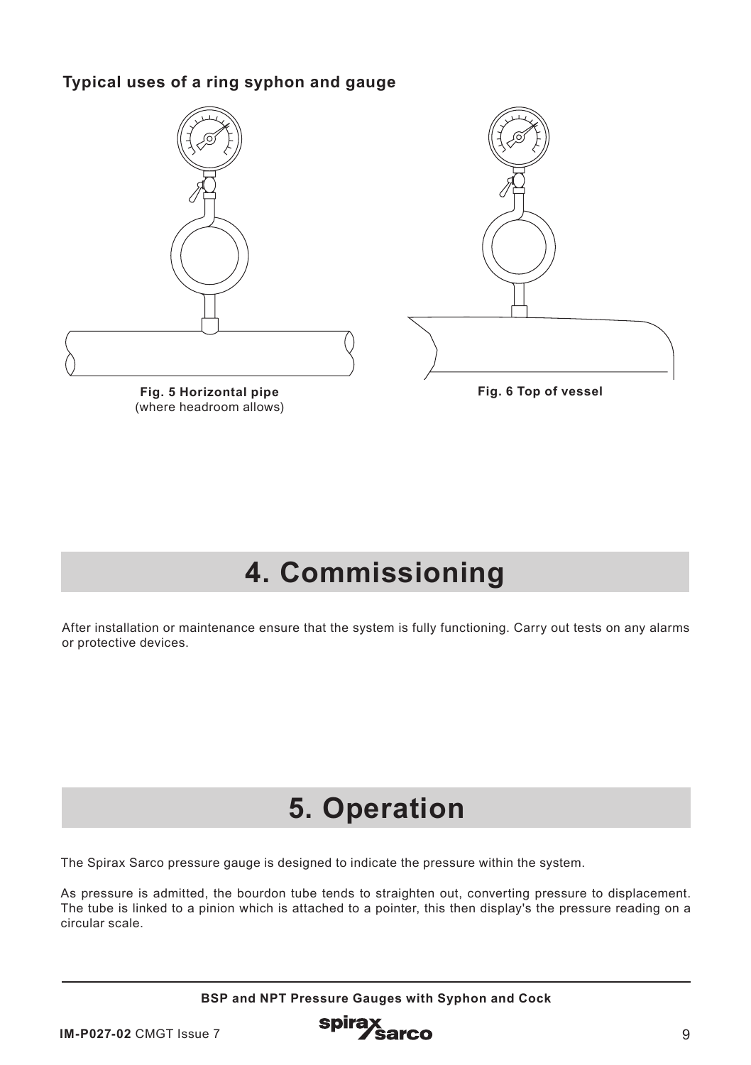**Typical uses of a ring syphon and gauge**

**Fig. 5 Horizontal pipe**
(where headroom allows)

**Fig. 6 Top of vessel**

# 4. Commissioning

After installation or maintenance ensure that the system is fully functioning. Carry out tests on any alarms or protective devices.

# 5. Operation

The Spirax Sarco pressure gauge is designed to indicate the pressure within the system.

As pressure is admitted, the bourdon tube tends to straighten out, converting pressure to displacement. The tube is linked to a pinion which is attached to a pointer, this then display's the pressure reading on a circular scale.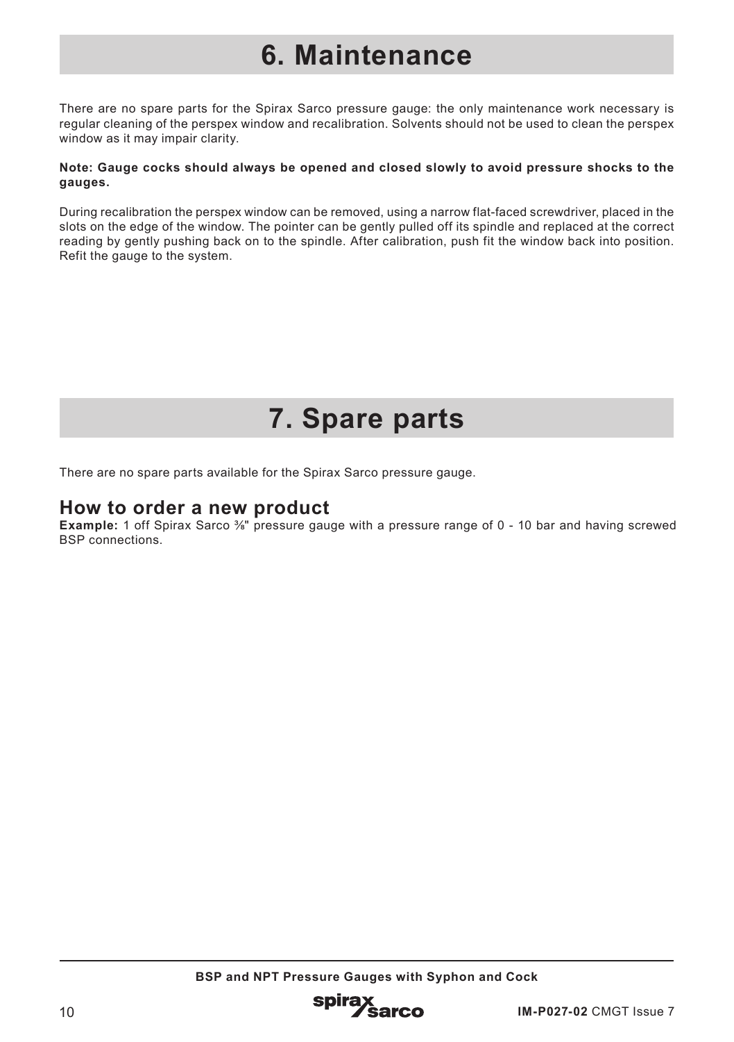# 6. Maintenance

There are no spare parts for the Spirax Sarco pressure gauge: the only maintenance work necessary is regular cleaning of the perspex window and recalibration. Solvents should not be used to clean the perspex window as it may impair clarity.

**Note: Gauge cocks should always be opened and closed slowly to avoid pressure shocks to the gauges.**

During recalibration the perspex window can be removed, using a narrow flat-faced screwdriver, placed in the slots on the edge of the window. The pointer can be gently pulled off its spindle and replaced at the correct reading by gently pushing back on to the spindle. After calibration, push fit the window back into position. Refit the gauge to the system.

# 7. Spare parts

There are no spare parts available for the Spirax Sarco pressure gauge.

## How to order a new product

**Example:** 1 off Spirax Sarco ⅜" pressure gauge with a pressure range of 0 - 10 bar and having screwed BSP connections.